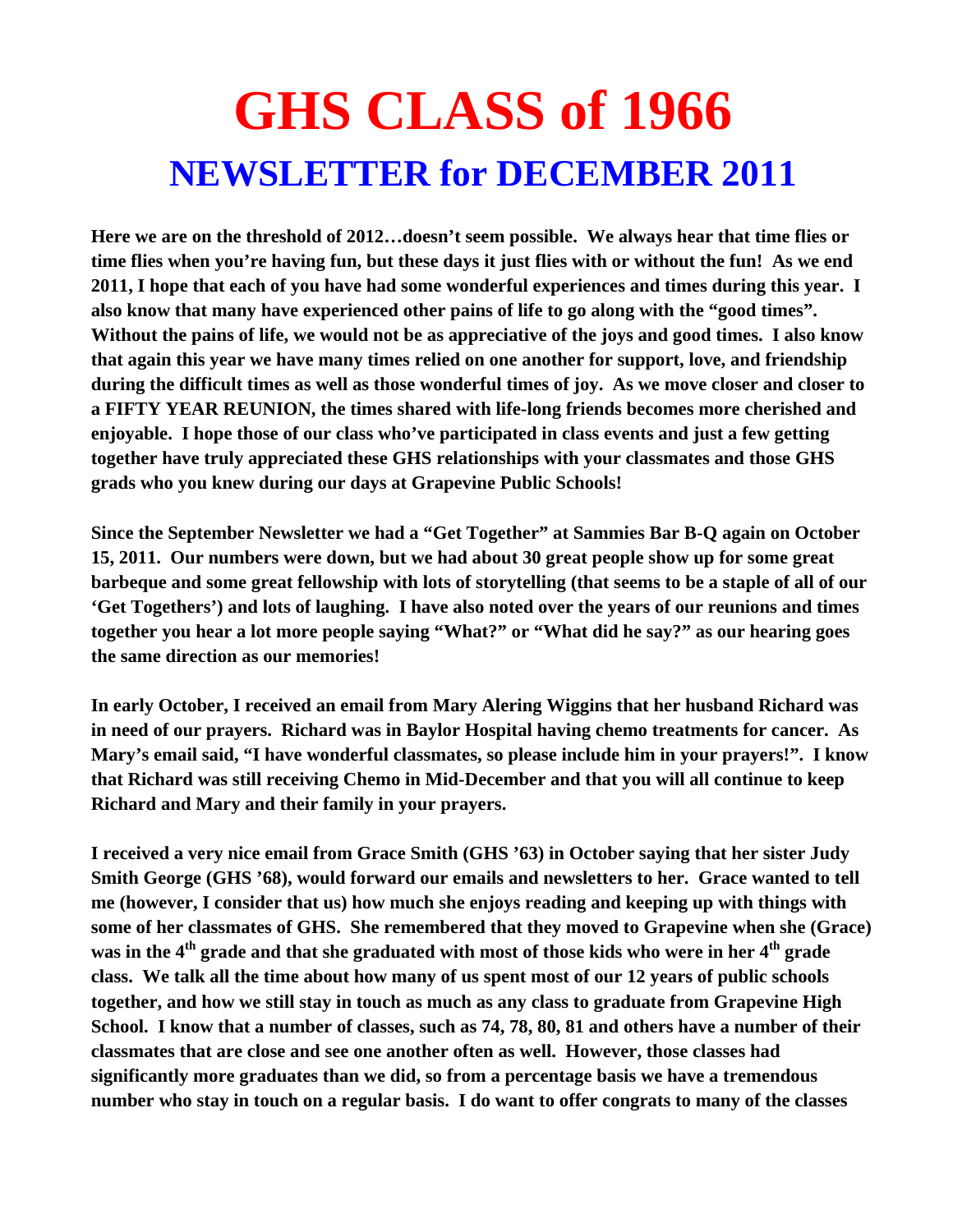# GHS CLASS of 1966

## NEWSLETTER for DECEMBER 2011

**Here we are on the threshold of 2012…doesn't seem possible. We always hear that time flies or time flies when you're having fun, but these days it just flies with or without the fun! As we end 2011, I hope that each of you have had some wonderful experiences and times during this year. I also know that many have experienced other pains of life to go along with the "good times". Without the pains of life, we would not be as appreciative of the joys and good times. I also know that again this year we have many times relied on one another for support, love, and friendship during the difficult times as well as those wonderful times of joy. As we move closer and closer to a FIFTY YEAR REUNION, the times shared with life-long friends becomes more cherished and enjoyable. I hope those of our class who've participated in class events and just a few getting together have truly appreciated these GHS relationships with your classmates and those GHS grads who you knew during our days at Grapevine Public Schools!**

**Since the September Newsletter we had a "Get Together" at Sammies Bar B-Q again on October 15, 2011. Our numbers were down, but we had about 30 great people show up for some great barbeque and some great fellowship with lots of storytelling (that seems to be a staple of all of our 'Get Togethers') and lots of laughing. I have also noted over the years of our reunions and times together you hear a lot more people saying "What?" or "What did he say?" as our hearing goes the same direction as our memories!**

**In early October, I received an email from Mary Alering Wiggins that her husband Richard was in need of our prayers. Richard was in Baylor Hospital having chemo treatments for cancer. As Mary's email said, "I have wonderful classmates, so please include him in your prayers!". I know that Richard was still receiving Chemo in Mid-December and that you will all continue to keep Richard and Mary and their family in your prayers.**

**I received a very nice email from Grace Smith (GHS '63) in October saying that her sister Judy Smith George (GHS '68), would forward our emails and newsletters to her. Grace wanted to tell me (however, I consider that us) how much she enjoys reading and keeping up with things with some of her classmates of GHS. She remembered that they moved to Grapevine when she (Grace) was in the 4th grade and that she graduated with most of those kids who were in her 4th grade class. We talk all the time about how many of us spent most of our 12 years of public schools together, and how we still stay in touch as much as any class to graduate from Grapevine High School. I know that a number of classes, such as 74, 78, 80, 81 and others have a number of their classmates that are close and see one another often as well. However, those classes had significantly more graduates than we did, so from a percentage basis we have a tremendous number who stay in touch on a regular basis. I do want to offer congrats to many of the classes**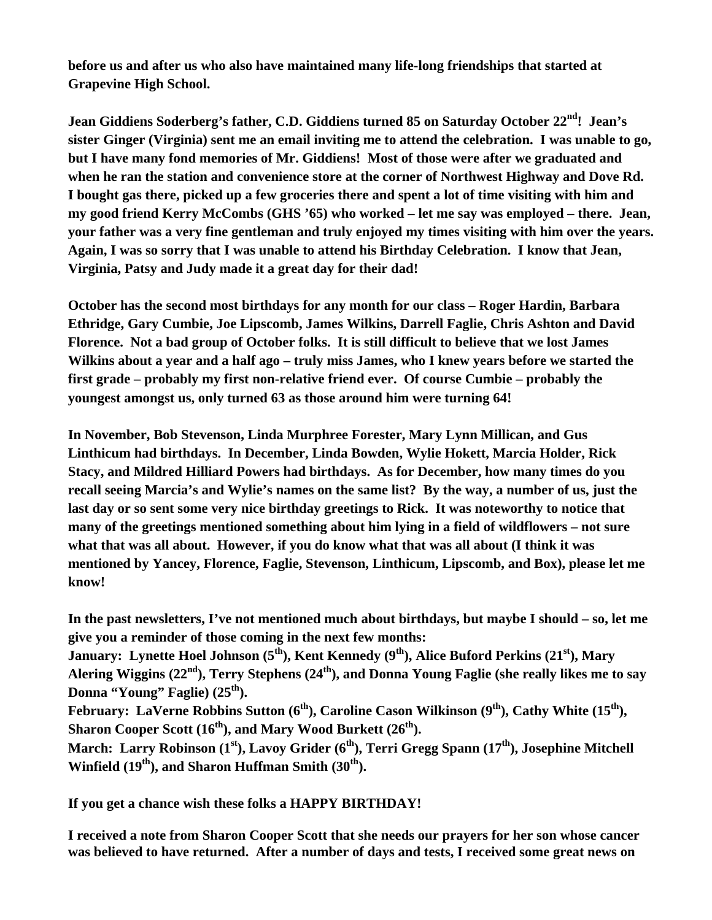**before us and after us who also have maintained many life-long friendships that started at Grapevine High School.**

**Jean Giddiens Soderberg's father, C.D. Giddiens turned 85 on Saturday October 22nd! Jean's sister Ginger (Virginia) sent me an email inviting me to attend the celebration. I was unable to go, but I have many fond memories of Mr. Giddiens! Most of those were after we graduated and when he ran the station and convenience store at the corner of Northwest Highway and Dove Rd. I bought gas there, picked up a few groceries there and spent a lot of time visiting with him and my good friend Kerry McCombs (GHS '65) who worked – let me say was employed – there. Jean, your father was a very fine gentleman and truly enjoyed my times visiting with him over the years. Again, I was so sorry that I was unable to attend his Birthday Celebration. I know that Jean, Virginia, Patsy and Judy made it a great day for their dad!**

**October has the second most birthdays for any month for our class – Roger Hardin, Barbara Ethridge, Gary Cumbie, Joe Lipscomb, James Wilkins, Darrell Faglie, Chris Ashton and David Florence. Not a bad group of October folks. It is still difficult to believe that we lost James Wilkins about a year and a half ago – truly miss James, who I knew years before we started the first grade – probably my first non-relative friend ever. Of course Cumbie – probably the youngest amongst us, only turned 63 as those around him were turning 64!**

**In November, Bob Stevenson, Linda Murphree Forester, Mary Lynn Millican, and Gus Linthicum had birthdays. In December, Linda Bowden, Wylie Hokett, Marcia Holder, Rick Stacy, and Mildred Hilliard Powers had birthdays. As for December, how many times do you recall seeing Marcia's and Wylie's names on the same list? By the way, a number of us, just the last day or so sent some very nice birthday greetings to Rick. It was noteworthy to notice that many of the greetings mentioned something about him lying in a field of wildflowers – not sure what that was all about. However, if you do know what that was all about (I think it was mentioned by Yancey, Florence, Faglie, Stevenson, Linthicum, Lipscomb, and Box), please let me know!**

**In the past newsletters, I've not mentioned much about birthdays, but maybe I should – so, let me give you a reminder of those coming in the next few months:**
**January: Lynette Hoel Johnson (5th), Kent Kennedy (9th), Alice Buford Perkins (21st), Mary Alering Wiggins (22nd), Terry Stephens (24th), and Donna Young Faglie (she really likes me to say Donna "Young" Faglie) (25th).**
**February: LaVerne Robbins Sutton (6th), Caroline Cason Wilkinson (9th), Cathy White (15th), Sharon Cooper Scott (16th), and Mary Wood Burkett (26th).**
**March: Larry Robinson (1st), Lavoy Grider (6th), Terri Gregg Spann (17th), Josephine Mitchell Winfield (19th), and Sharon Huffman Smith (30th).**

**If you get a chance wish these folks a HAPPY BIRTHDAY!**

**I received a note from Sharon Cooper Scott that she needs our prayers for her son whose cancer was believed to have returned. After a number of days and tests, I received some great news on**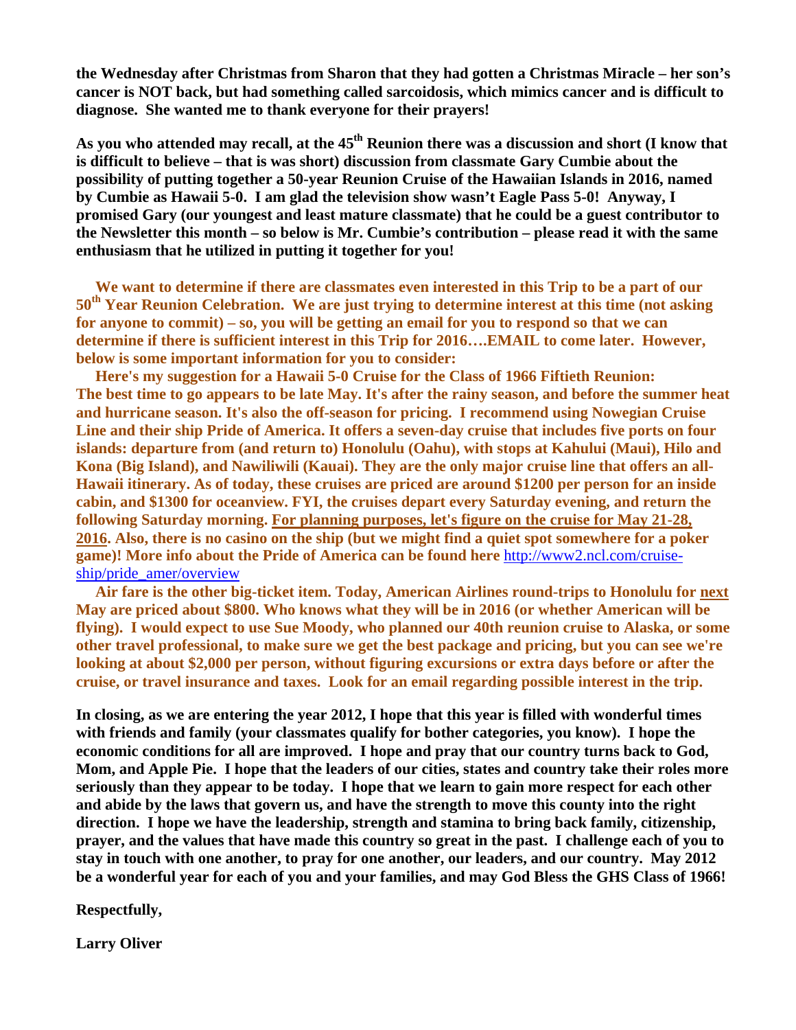**the Wednesday after Christmas from Sharon that they had gotten a Christmas Miracle – her son's cancer is NOT back, but had something called sarcoidosis, which mimics cancer and is difficult to diagnose. She wanted me to thank everyone for their prayers!**

**As you who attended may recall, at the 45th Reunion there was a discussion and short (I know that is difficult to believe – that is was short) discussion from classmate Gary Cumbie about the possibility of putting together a 50-year Reunion Cruise of the Hawaiian Islands in 2016, named by Cumbie as Hawaii 5-0. I am glad the television show wasn't Eagle Pass 5-0! Anyway, I promised Gary (our youngest and least mature classmate) that he could be a guest contributor to the Newsletter this month – so below is Mr. Cumbie's contribution – please read it with the same enthusiasm that he utilized in putting it together for you!**

**We want to determine if there are classmates even interested in this Trip to be a part of our 50th Year Reunion Celebration. We are just trying to determine interest at this time (not asking for anyone to commit) – so, you will be getting an email for you to respond so that we can determine if there is sufficient interest in this Trip for 2016….EMAIL to come later. However, below is some important information for you to consider:**

**Here's my suggestion for a Hawaii 5-0 Cruise for the Class of 1966 Fiftieth Reunion: The best time to go appears to be late May. It's after the rainy season, and before the summer heat and hurricane season. It's also the off-season for pricing. I recommend using Nowegian Cruise Line and their ship Pride of America. It offers a seven-day cruise that includes five ports on four islands: departure from (and return to) Honolulu (Oahu), with stops at Kahului (Maui), Hilo and Kona (Big Island), and Nawiliwili (Kauai). They are the only major cruise line that offers an all-Hawaii itinerary. As of today, these cruises are priced are around $1200 per person for an inside cabin, and $1300 for oceanview. FYI, the cruises depart every Saturday evening, and return the following Saturday morning. For planning purposes, let's figure on the cruise for May 21-28, 2016. Also, there is no casino on the ship (but we might find a quiet spot somewhere for a poker game)! More info about the Pride of America can be found here** http://www2.ncl.com/cruise-ship/pride_amer/overview

**Air fare is the other big-ticket item. Today, American Airlines round-trips to Honolulu for next May are priced about $800. Who knows what they will be in 2016 (or whether American will be flying). I would expect to use Sue Moody, who planned our 40th reunion cruise to Alaska, or some other travel professional, to make sure we get the best package and pricing, but you can see we're looking at about $2,000 per person, without figuring excursions or extra days before or after the cruise, or travel insurance and taxes. Look for an email regarding possible interest in the trip.**

**In closing, as we are entering the year 2012, I hope that this year is filled with wonderful times with friends and family (your classmates qualify for bother categories, you know). I hope the economic conditions for all are improved. I hope and pray that our country turns back to God, Mom, and Apple Pie. I hope that the leaders of our cities, states and country take their roles more seriously than they appear to be today. I hope that we learn to gain more respect for each other and abide by the laws that govern us, and have the strength to move this county into the right direction. I hope we have the leadership, strength and stamina to bring back family, citizenship, prayer, and the values that have made this country so great in the past. I challenge each of you to stay in touch with one another, to pray for one another, our leaders, and our country. May 2012 be a wonderful year for each of you and your families, and may God Bless the GHS Class of 1966!**

**Respectfully,**

**Larry Oliver**